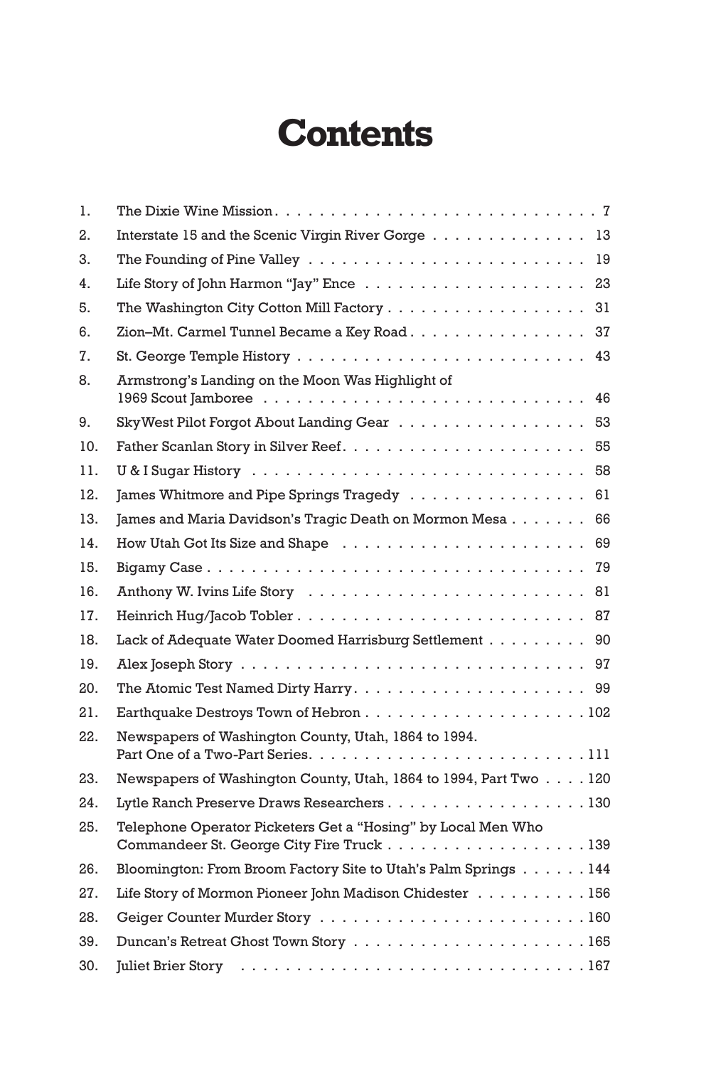# Contents

| | | |
|---|---|---|
| 1. | The Dixie Wine Mission | 7 |
| 2. | Interstate 15 and the Scenic Virgin River Gorge | 13 |
| 3. | The Founding of Pine Valley | 19 |
| 4. | Life Story of John Harmon "Jay" Ence | 23 |
| 5. | The Washington City Cotton Mill Factory | 31 |
| 6. | Zion–Mt. Carmel Tunnel Became a Key Road | 37 |
| 7. | St. George Temple History | 43 |
| 8. | Armstrong's Landing on the Moon Was Highlight of 1969 Scout Jamboree | 46 |
| 9. | SkyWest Pilot Forgot About Landing Gear | 53 |
| 10. | Father Scanlan Story in Silver Reef | 55 |
| 11. | U & I Sugar History | 58 |
| 12. | James Whitmore and Pipe Springs Tragedy | 61 |
| 13. | James and Maria Davidson's Tragic Death on Mormon Mesa | 66 |
| 14. | How Utah Got Its Size and Shape | 69 |
| 15. | Bigamy Case | 79 |
| 16. | Anthony W. Ivins Life Story | 81 |
| 17. | Heinrich Hug/Jacob Tobler | 87 |
| 18. | Lack of Adequate Water Doomed Harrisburg Settlement | 90 |
| 19. | Alex Joseph Story | 97 |
| 20. | The Atomic Test Named Dirty Harry | 99 |
| 21. | Earthquake Destroys Town of Hebron | 102 |
| 22. | Newspapers of Washington County, Utah, 1864 to 1994. Part One of a Two-Part Series | 111 |
| 23. | Newspapers of Washington County, Utah, 1864 to 1994, Part Two | 120 |
| 24. | Lytle Ranch Preserve Draws Researchers | 130 |
| 25. | Telephone Operator Picketers Get a "Hosing" by Local Men Who Commandeer St. George City Fire Truck | 139 |
| 26. | Bloomington: From Broom Factory Site to Utah's Palm Springs | 144 |
| 27. | Life Story of Mormon Pioneer John Madison Chidester | 156 |
| 28. | Geiger Counter Murder Story | 160 |
| 39. | Duncan's Retreat Ghost Town Story | 165 |
| 30. | Juliet Brier Story | 167 |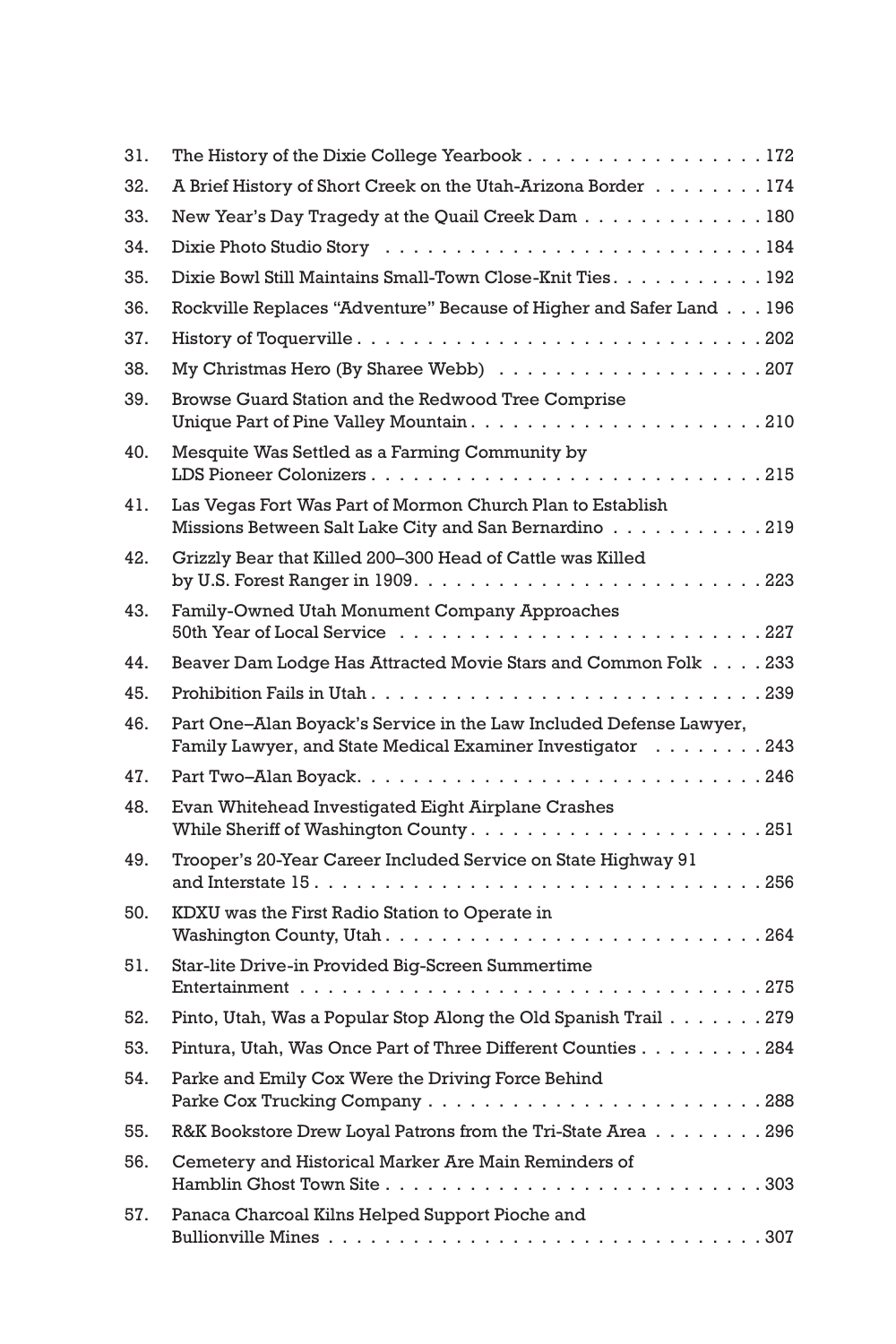| | | |
|---|---|---|
| 31. | The History of the Dixie College Yearbook | 172 |
| 32. | A Brief History of Short Creek on the Utah-Arizona Border | 174 |
| 33. | New Year's Day Tragedy at the Quail Creek Dam | 180 |
| 34. | Dixie Photo Studio Story | 184 |
| 35. | Dixie Bowl Still Maintains Small-Town Close-Knit Ties | 192 |
| 36. | Rockville Replaces "Adventure" Because of Higher and Safer Land | 196 |
| 37. | History of Toquerville | 202 |
| 38. | My Christmas Hero (By Sharee Webb) | 207 |
| 39. | Browse Guard Station and the Redwood Tree Comprise Unique Part of Pine Valley Mountain | 210 |
| 40. | Mesquite Was Settled as a Farming Community by LDS Pioneer Colonizers | 215 |
| 41. | Las Vegas Fort Was Part of Mormon Church Plan to Establish Missions Between Salt Lake City and San Bernardino | 219 |
| 42. | Grizzly Bear that Killed 200–300 Head of Cattle was Killed by U.S. Forest Ranger in 1909 | 223 |
| 43. | Family-Owned Utah Monument Company Approaches 50th Year of Local Service | 227 |
| 44. | Beaver Dam Lodge Has Attracted Movie Stars and Common Folk | 233 |
| 45. | Prohibition Fails in Utah | 239 |
| 46. | Part One–Alan Boyack's Service in the Law Included Defense Lawyer, Family Lawyer, and State Medical Examiner Investigator | 243 |
| 47. | Part Two–Alan Boyack | 246 |
| 48. | Evan Whitehead Investigated Eight Airplane Crashes While Sheriff of Washington County | 251 |
| 49. | Trooper's 20-Year Career Included Service on State Highway 91 and Interstate 15 | 256 |
| 50. | KDXU was the First Radio Station to Operate in Washington County, Utah | 264 |
| 51. | Star-lite Drive-in Provided Big-Screen Summertime Entertainment | 275 |
| 52. | Pinto, Utah, Was a Popular Stop Along the Old Spanish Trail | 279 |
| 53. | Pintura, Utah, Was Once Part of Three Different Counties | 284 |
| 54. | Parke and Emily Cox Were the Driving Force Behind Parke Cox Trucking Company | 288 |
| 55. | R&K Bookstore Drew Loyal Patrons from the Tri-State Area | 296 |
| 56. | Cemetery and Historical Marker Are Main Reminders of Hamblin Ghost Town Site | 303 |
| 57. | Panaca Charcoal Kilns Helped Support Pioche and Bullionville Mines | 307 |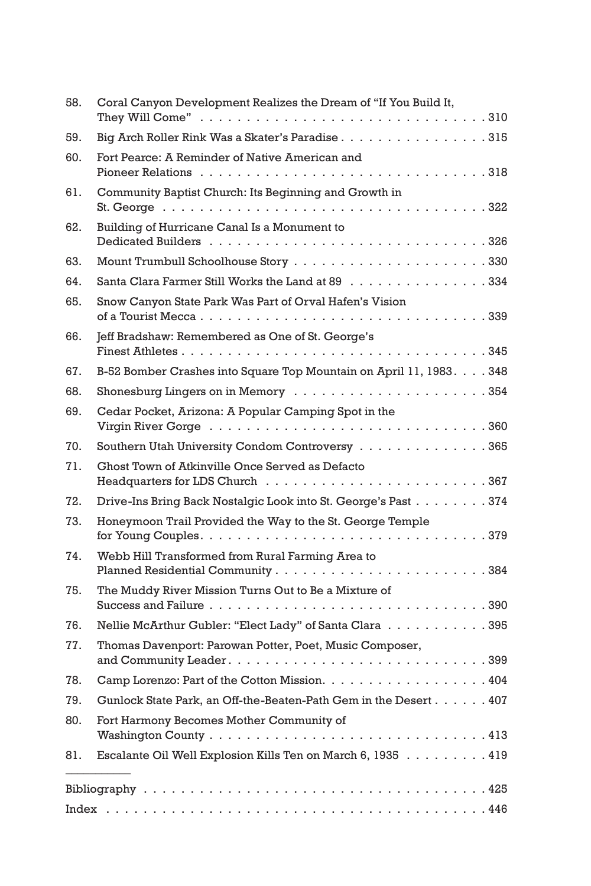58. Coral Canyon Development Realizes the Dream of "If You Build It, They Will Come" . . . . . 310
59. Big Arch Roller Rink Was a Skater's Paradise . . . . . 315
60. Fort Pearce: A Reminder of Native American and Pioneer Relations . . . . . 318
61. Community Baptist Church: Its Beginning and Growth in St. George . . . . . 322
62. Building of Hurricane Canal Is a Monument to Dedicated Builders . . . . . 326
63. Mount Trumbull Schoolhouse Story . . . . . 330
64. Santa Clara Farmer Still Works the Land at 89 . . . . . 334
65. Snow Canyon State Park Was Part of Orval Hafen's Vision of a Tourist Mecca . . . . . 339
66. Jeff Bradshaw: Remembered as One of St. George's Finest Athletes . . . . . 345
67. B-52 Bomber Crashes into Square Top Mountain on April 11, 1983 . . . . . 348
68. Shonesburg Lingers on in Memory . . . . . 354
69. Cedar Pocket, Arizona: A Popular Camping Spot in the Virgin River Gorge . . . . . 360
70. Southern Utah University Condom Controversy . . . . . 365
71. Ghost Town of Atkinville Once Served as Defacto Headquarters for LDS Church . . . . . 367
72. Drive-Ins Bring Back Nostalgic Look into St. George's Past . . . . . 374
73. Honeymoon Trail Provided the Way to the St. George Temple for Young Couples . . . . . 379
74. Webb Hill Transformed from Rural Farming Area to Planned Residential Community . . . . . 384
75. The Muddy River Mission Turns Out to Be a Mixture of Success and Failure . . . . . 390
76. Nellie McArthur Gubler: "Elect Lady" of Santa Clara . . . . . 395
77. Thomas Davenport: Parowan Potter, Poet, Music Composer, and Community Leader . . . . . 399
78. Camp Lorenzo: Part of the Cotton Mission . . . . . 404
79. Gunlock State Park, an Off-the-Beaten-Path Gem in the Desert . . . . . 407
80. Fort Harmony Becomes Mother Community of Washington County . . . . . 413
81. Escalante Oil Well Explosion Kills Ten on March 6, 1935 . . . . . 419

---

Bibliography . . . . . 425

Index . . . . . 446